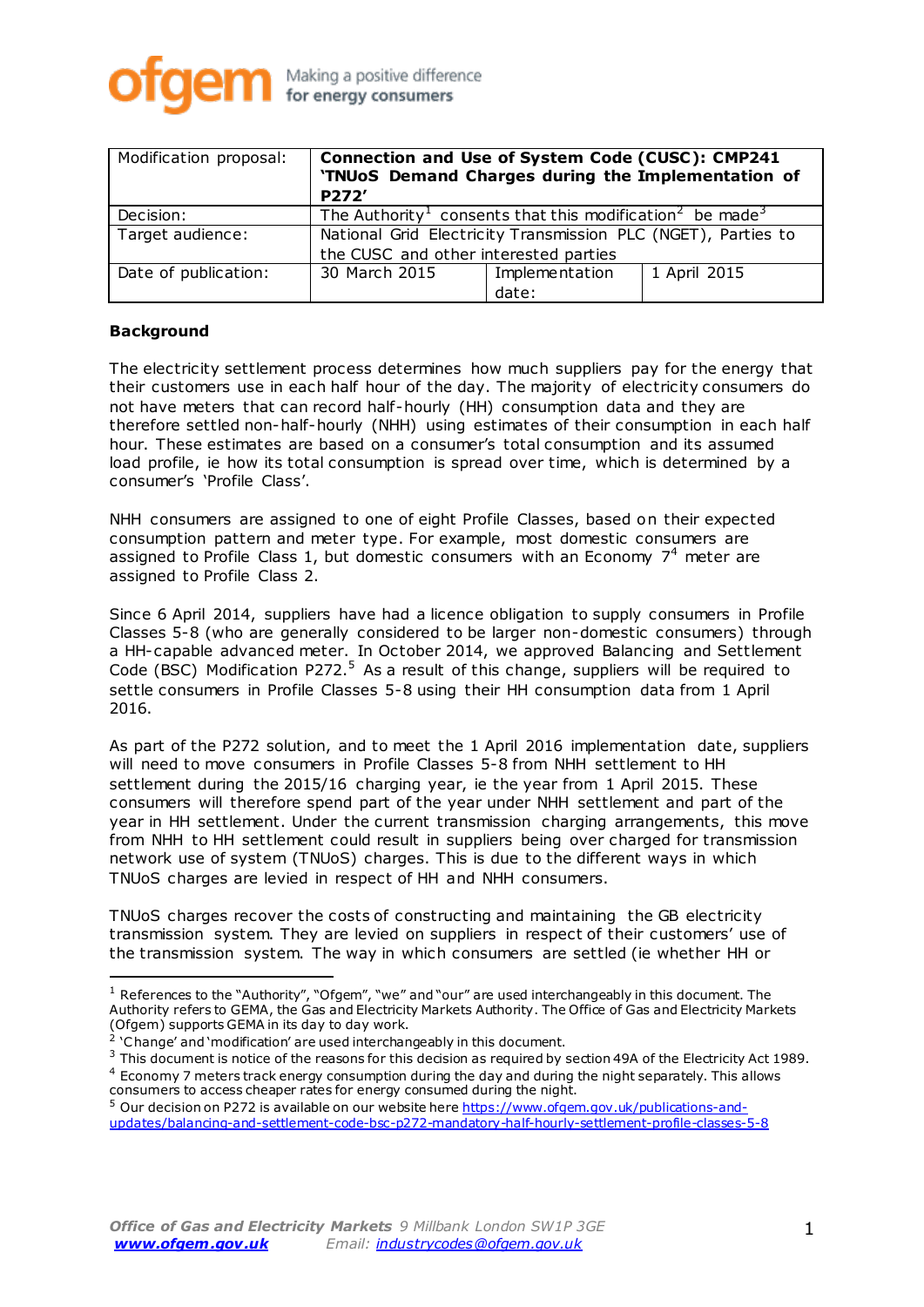| Modification proposal: | **Connection and Use of System Code (CUSC): CMP241 'TNUoS Demand Charges during the Implementation of P272'** | | |
|---|---|---|---|
| Decision: | The Authority[1] consents that this modification[2] be made[3] | | |
| Target audience: | National Grid Electricity Transmission PLC (NGET), Parties to the CUSC and other interested parties | | |
| Date of publication: | 30 March 2015 | Implementation date: | 1 April 2015 |

**Background**

The electricity settlement process determines how much suppliers pay for the energy that their customers use in each half hour of the day. The majority of electricity consumers do not have meters that can record half-hourly (HH) consumption data and they are therefore settled non-half-hourly (NHH) using estimates of their consumption in each half hour. These estimates are based on a consumer's total consumption and its assumed load profile, ie how its total consumption is spread over time, which is determined by a consumer's 'Profile Class'.

NHH consumers are assigned to one of eight Profile Classes, based on their expected consumption pattern and meter type. For example, most domestic consumers are assigned to Profile Class 1, but domestic consumers with an Economy 7[4] meter are assigned to Profile Class 2.

Since 6 April 2014, suppliers have had a licence obligation to supply consumers in Profile Classes 5-8 (who are generally considered to be larger non-domestic consumers) through a HH-capable advanced meter. In October 2014, we approved Balancing and Settlement Code (BSC) Modification P272.[5] As a result of this change, suppliers will be required to settle consumers in Profile Classes 5-8 using their HH consumption data from 1 April 2016.

As part of the P272 solution, and to meet the 1 April 2016 implementation date, suppliers will need to move consumers in Profile Classes 5-8 from NHH settlement to HH settlement during the 2015/16 charging year, ie the year from 1 April 2015. These consumers will therefore spend part of the year under NHH settlement and part of the year in HH settlement. Under the current transmission charging arrangements, this move from NHH to HH settlement could result in suppliers being over charged for transmission network use of system (TNUoS) charges. This is due to the different ways in which TNUoS charges are levied in respect of HH and NHH consumers.

TNUoS charges recover the costs of constructing and maintaining the GB electricity transmission system. They are levied on suppliers in respect of their customers' use of the transmission system. The way in which consumers are settled (ie whether HH or

---

[1] References to the "Authority", "Ofgem", "we" and "our" are used interchangeably in this document. The Authority refers to GEMA, the Gas and Electricity Markets Authority. The Office of Gas and Electricity Markets (Ofgem) supports GEMA in its day to day work.

[2] 'Change' and 'modification' are used interchangeably in this document.

[3] This document is notice of the reasons for this decision as required by section 49A of the Electricity Act 1989.

[4] Economy 7 meters track energy consumption during the day and during the night separately. This allows consumers to access cheaper rates for energy consumed during the night.

[5] Our decision on P272 is available on our website here https://www.ofgem.gov.uk/publications-and-updates/balancing-and-settlement-code-bsc-p272-mandatory-half-hourly-settlement-profile-classes-5-8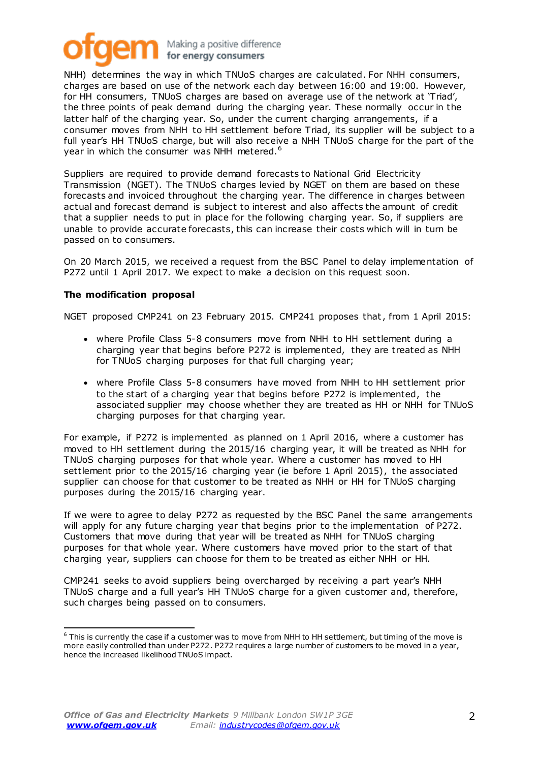NHH) determines the way in which TNUoS charges are calculated. For NHH consumers, charges are based on use of the network each day between 16:00 and 19:00. However, for HH consumers, TNUoS charges are based on average use of the network at 'Triad', the three points of peak demand during the charging year. These normally occur in the latter half of the charging year. So, under the current charging arrangements, if a consumer moves from NHH to HH settlement before Triad, its supplier will be subject to a full year's HH TNUoS charge, but will also receive a NHH TNUoS charge for the part of the year in which the consumer was NHH metered.[6]

Suppliers are required to provide demand forecasts to National Grid Electricity Transmission (NGET). The TNUoS charges levied by NGET on them are based on these forecasts and invoiced throughout the charging year. The difference in charges between actual and forecast demand is subject to interest and also affects the amount of credit that a supplier needs to put in place for the following charging year. So, if suppliers are unable to provide accurate forecasts, this can increase their costs which will in turn be passed on to consumers.

On 20 March 2015, we received a request from the BSC Panel to delay implementation of P272 until 1 April 2017. We expect to make a decision on this request soon.

**The modification proposal**

NGET proposed CMP241 on 23 February 2015. CMP241 proposes that, from 1 April 2015:

- where Profile Class 5-8 consumers move from NHH to HH settlement during a charging year that begins before P272 is implemented, they are treated as NHH for TNUoS charging purposes for that full charging year;
- where Profile Class 5-8 consumers have moved from NHH to HH settlement prior to the start of a charging year that begins before P272 is implemented, the associated supplier may choose whether they are treated as HH or NHH for TNUoS charging purposes for that charging year.

For example, if P272 is implemented as planned on 1 April 2016, where a customer has moved to HH settlement during the 2015/16 charging year, it will be treated as NHH for TNUoS charging purposes for that whole year. Where a customer has moved to HH settlement prior to the 2015/16 charging year (ie before 1 April 2015), the associated supplier can choose for that customer to be treated as NHH or HH for TNUoS charging purposes during the 2015/16 charging year.

If we were to agree to delay P272 as requested by the BSC Panel the same arrangements will apply for any future charging year that begins prior to the implementation of P272. Customers that move during that year will be treated as NHH for TNUoS charging purposes for that whole year. Where customers have moved prior to the start of that charging year, suppliers can choose for them to be treated as either NHH or HH.

CMP241 seeks to avoid suppliers being overcharged by receiving a part year's NHH TNUoS charge and a full year's HH TNUoS charge for a given customer and, therefore, such charges being passed on to consumers.

---

[6] This is currently the case if a customer was to move from NHH to HH settlement, but timing of the move is more easily controlled than under P272. P272 requires a large number of customers to be moved in a year, hence the increased likelihood TNUoS impact.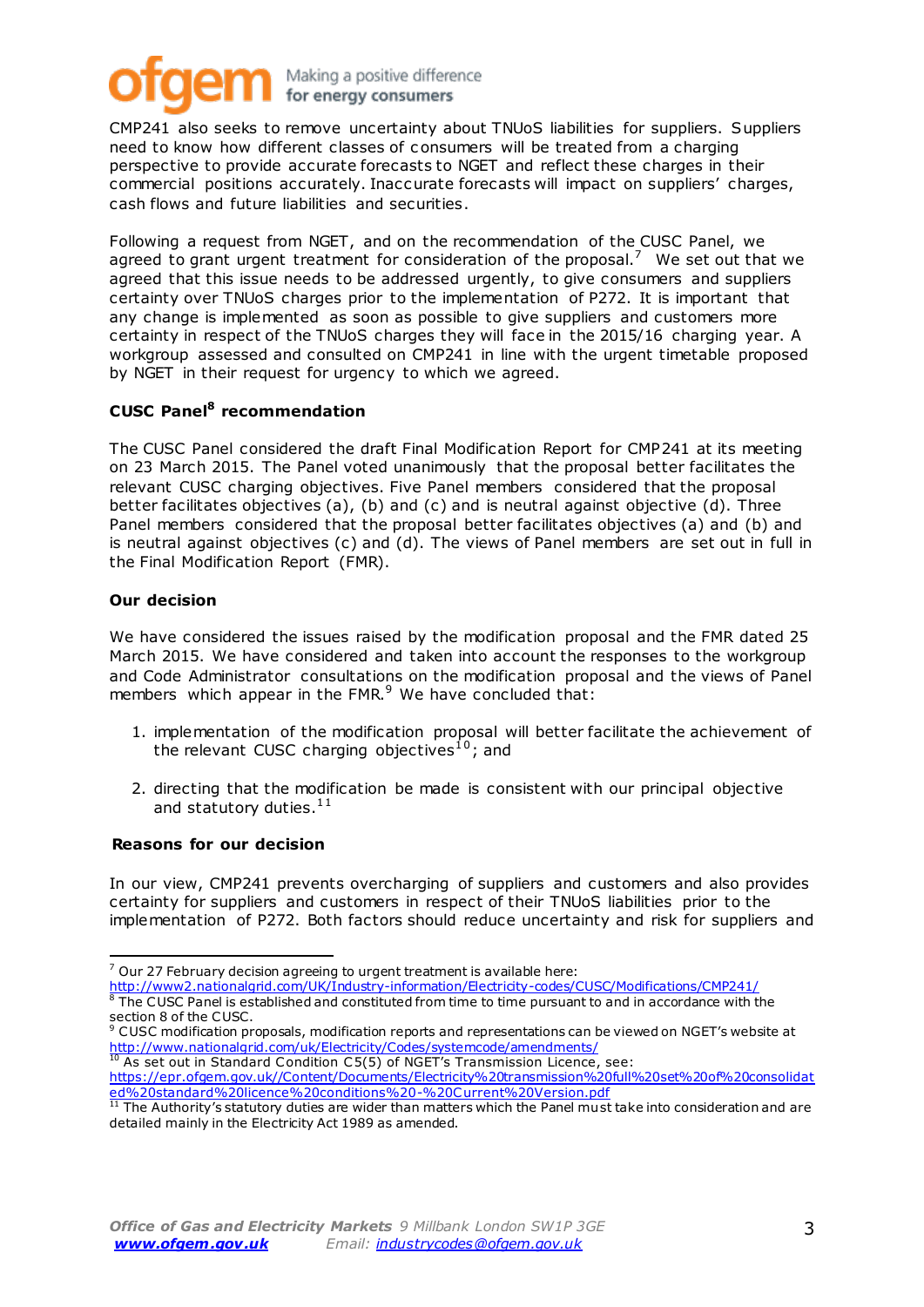CMP241 also seeks to remove uncertainty about TNUoS liabilities for suppliers. Suppliers need to know how different classes of consumers will be treated from a charging perspective to provide accurate forecasts to NGET and reflect these charges in their commercial positions accurately. Inaccurate forecasts will impact on suppliers' charges, cash flows and future liabilities and securities.

Following a request from NGET, and on the recommendation of the CUSC Panel, we agreed to grant urgent treatment for consideration of the proposal.[7] We set out that we agreed that this issue needs to be addressed urgently, to give consumers and suppliers certainty over TNUoS charges prior to the implementation of P272. It is important that any change is implemented as soon as possible to give suppliers and customers more certainty in respect of the TNUoS charges they will face in the 2015/16 charging year. A workgroup assessed and consulted on CMP241 in line with the urgent timetable proposed by NGET in their request for urgency to which we agreed.

### CUSC Panel[8] recommendation

The CUSC Panel considered the draft Final Modification Report for CMP241 at its meeting on 23 March 2015. The Panel voted unanimously that the proposal better facilitates the relevant CUSC charging objectives. Five Panel members considered that the proposal better facilitates objectives (a), (b) and (c) and is neutral against objective (d). Three Panel members considered that the proposal better facilitates objectives (a) and (b) and is neutral against objectives (c) and (d). The views of Panel members are set out in full in the Final Modification Report (FMR).

### Our decision

We have considered the issues raised by the modification proposal and the FMR dated 25 March 2015. We have considered and taken into account the responses to the workgroup and Code Administrator consultations on the modification proposal and the views of Panel members which appear in the FMR.[9] We have concluded that:

1. implementation of the modification proposal will better facilitate the achievement of the relevant CUSC charging objectives[10]; and

2. directing that the modification be made is consistent with our principal objective and statutory duties.[11]

### Reasons for our decision

In our view, CMP241 prevents overcharging of suppliers and customers and also provides certainty for suppliers and customers in respect of their TNUoS liabilities prior to the implementation of P272. Both factors should reduce uncertainty and risk for suppliers and

---

[7] Our 27 February decision agreeing to urgent treatment is available here: http://www2.nationalgrid.com/UK/Industry-information/Electricity-codes/CUSC/Modifications/CMP241/

[8] The CUSC Panel is established and constituted from time to time pursuant to and in accordance with the section 8 of the CUSC.

[9] CUSC modification proposals, modification reports and representations can be viewed on NGET's website at http://www.nationalgrid.com/uk/Electricity/Codes/systemcode/amendments/

[10] As set out in Standard Condition C5(5) of NGET's Transmission Licence, see: https://epr.ofgem.gov.uk//Content/Documents/Electricity%20transmission%20full%20set%20of%20consolidated%20standard%20licence%20conditions%20-%20Current%20Version.pdf

[11] The Authority's statutory duties are wider than matters which the Panel must take into consideration and are detailed mainly in the Electricity Act 1989 as amended.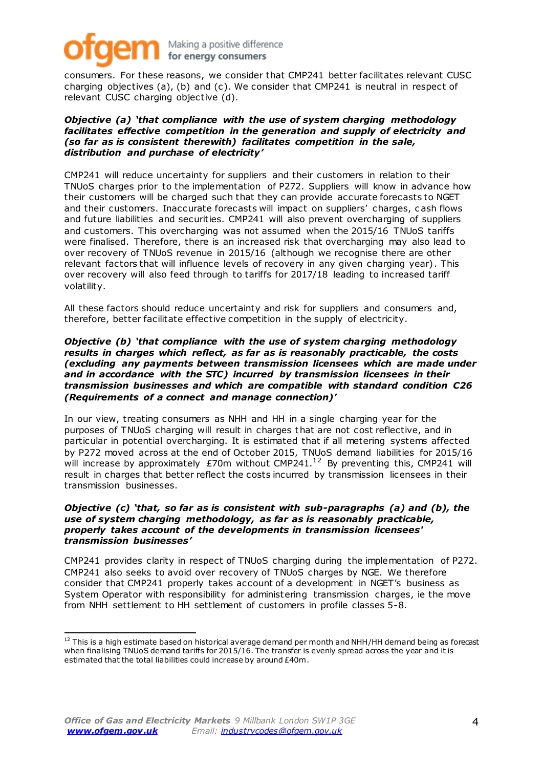consumers. For these reasons, we consider that CMP241 better facilitates relevant CUSC charging objectives (a), (b) and (c). We consider that CMP241 is neutral in respect of relevant CUSC charging objective (d).

***Objective (a) 'that compliance with the use of system charging methodology facilitates effective competition in the generation and supply of electricity and (so far as is consistent therewith) facilitates competition in the sale, distribution and purchase of electricity'***

CMP241 will reduce uncertainty for suppliers and their customers in relation to their TNUoS charges prior to the implementation of P272. Suppliers will know in advance how their customers will be charged such that they can provide accurate forecasts to NGET and their customers. Inaccurate forecasts will impact on suppliers' charges, cash flows and future liabilities and securities. CMP241 will also prevent overcharging of suppliers and customers. This overcharging was not assumed when the 2015/16 TNUoS tariffs were finalised. Therefore, there is an increased risk that overcharging may also lead to over recovery of TNUoS revenue in 2015/16 (although we recognise there are other relevant factors that will influence levels of recovery in any given charging year). This over recovery will also feed through to tariffs for 2017/18 leading to increased tariff volatility.

All these factors should reduce uncertainty and risk for suppliers and consumers and, therefore, better facilitate effective competition in the supply of electricity.

***Objective (b) 'that compliance with the use of system charging methodology results in charges which reflect, as far as is reasonably practicable, the costs (excluding any payments between transmission licensees which are made under and in accordance with the STC) incurred by transmission licensees in their transmission businesses and which are compatible with standard condition C26 (Requirements of a connect and manage connection)'***

In our view, treating consumers as NHH and HH in a single charging year for the purposes of TNUoS charging will result in charges that are not cost reflective, and in particular in potential overcharging. It is estimated that if all metering systems affected by P272 moved across at the end of October 2015, TNUoS demand liabilities for 2015/16 will increase by approximately £70m without CMP241.[12] By preventing this, CMP241 will result in charges that better reflect the costs incurred by transmission licensees in their transmission businesses.

***Objective (c) 'that, so far as is consistent with sub-paragraphs (a) and (b), the use of system methodology, as far as is reasonably practicable, properly takes account of the developments in transmission licensees' transmission businesses'***

CMP241 provides clarity in respect of TNUoS charging during the implementation of P272. CMP241 also seeks to avoid over recovery of TNUoS charges by NGE. We therefore consider that CMP241 properly takes account of a development in NGET's business as System Operator with responsibility for administering transmission charges, ie the move from NHH settlement to HH settlement of customers in profile classes 5-8.

---

[12] This is a high estimate based on historical average demand per month and NHH/HH demand being as forecast when finalising TNUoS demand tariffs for 2015/16. The transfer is evenly spread across the year and it is estimated that the total liabilities could increase by around £40m.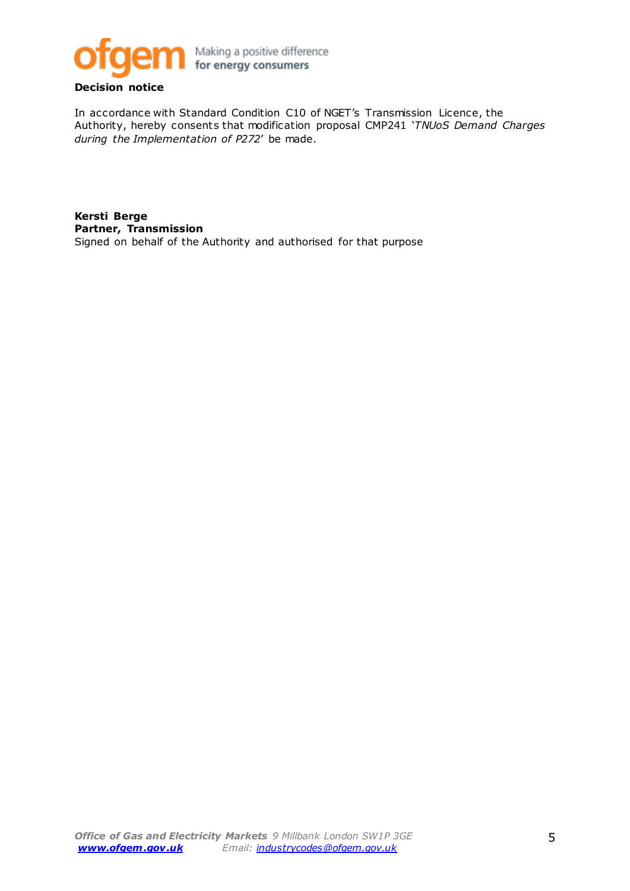**Decision notice**

In accordance with Standard Condition C10 of NGET's Transmission Licence, the Authority, hereby consents that modification proposal CMP241 '*TNUoS Demand Charges during the Implementation of P272*' be made.

**Kersti Berge**
**Partner, Transmission**
Signed on behalf of the Authority and authorised for that purpose